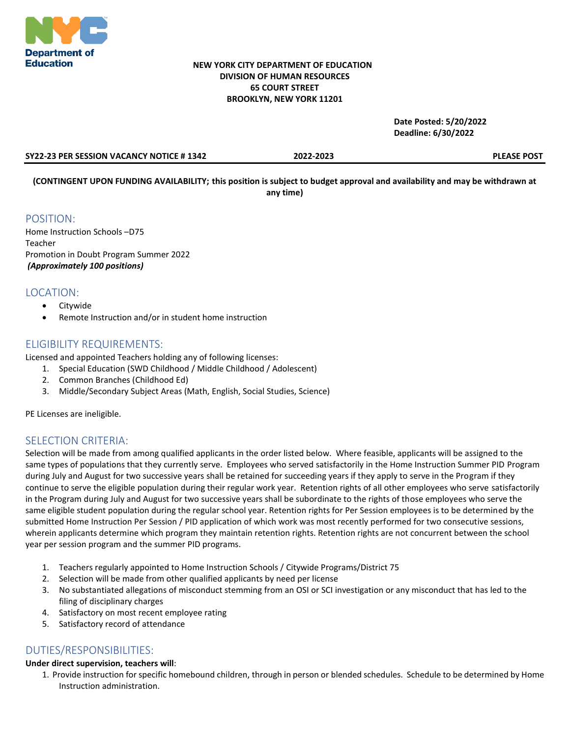NYC Department of Education

**NEW YORK CITY DEPARTMENT OF EDUCATION**
**DIVISION OF HUMAN RESOURCES**
**65 COURT STREET**
**BROOKLYN, NEW YORK 11201**

**Date Posted: 5/20/2022**
**Deadline: 6/30/2022**

**SY22-23 PER SESSION VACANCY NOTICE # 1342** **2022-2023** **PLEASE POST**

**(CONTINGENT UPON FUNDING AVAILABILITY; this position is subject to budget approval and availability and may be withdrawn at any time)**

## POSITION:

Home Instruction Schools –D75
Teacher
Promotion in Doubt Program Summer 2022
***(Approximately 100 positions)***

## LOCATION:

- Citywide
- Remote Instruction and/or in student home instruction

## ELIGIBILITY REQUIREMENTS:

Licensed and appointed Teachers holding any of following licenses:

1. Special Education (SWD Childhood / Middle Childhood / Adolescent)
2. Common Branches (Childhood Ed)
3. Middle/Secondary Subject Areas (Math, English, Social Studies, Science)

PE Licenses are ineligible.

## SELECTION CRITERIA:

Selection will be made from among qualified applicants in the order listed below. Where feasible, applicants will be assigned to the same types of populations that they currently serve. Employees who served satisfactorily in the Home Instruction Summer PID Program during July and August for two successive years shall be retained for succeeding years if they apply to serve in the Program if they continue to serve the eligible population during their regular work year. Retention rights of all other employees who serve satisfactorily in the Program during July and August for two successive years shall be subordinate to the rights of those employees who serve the same eligible student population during the regular school year. Retention rights for Per Session employees is to be determined by the submitted Home Instruction Per Session / PID application of which work was most recently performed for two consecutive sessions, wherein applicants determine which program they maintain retention rights. Retention rights are not concurrent between the school year per session program and the summer PID programs.

1. Teachers regularly appointed to Home Instruction Schools / Citywide Programs/District 75
2. Selection will be made from other qualified applicants by need per license
3. No substantiated allegations of misconduct stemming from an OSI or SCI investigation or any misconduct that has led to the filing of disciplinary charges
4. Satisfactory on most recent employee rating
5. Satisfactory record of attendance

## DUTIES/RESPONSIBILITIES:

**Under direct supervision, teachers will**:

1. Provide instruction for specific homebound children, through in person or blended schedules. Schedule to be determined by Home Instruction administration.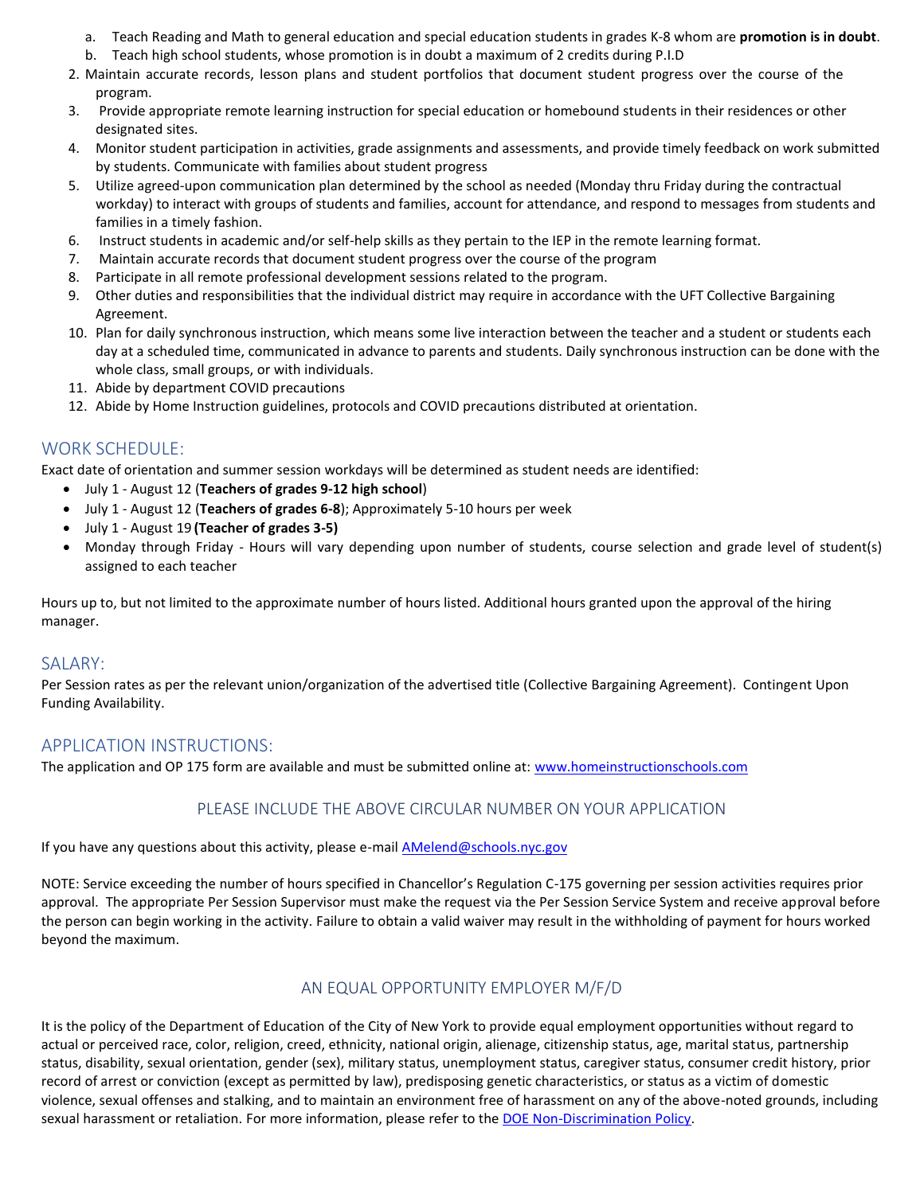a. Teach Reading and Math to general education and special education students in grades K-8 whom are **promotion is in doubt**.
   b. Teach high school students, whose promotion is in doubt a maximum of 2 credits during P.I.D

2. Maintain accurate records, lesson plans and student portfolios that document student progress over the course of the program.
3. Provide appropriate remote learning instruction for special education or homebound students in their residences or other designated sites.
4. Monitor student participation in activities, grade assignments and assessments, and provide timely feedback on work submitted by students. Communicate with families about student progress
5. Utilize agreed-upon communication plan determined by the school as needed (Monday thru Friday during the contractual workday) to interact with groups of students and families, account for attendance, and respond to messages from students and families in a timely fashion.
6. Instruct students in academic and/or self-help skills as they pertain to the IEP in the remote learning format.
7. Maintain accurate records that document student progress over the course of the program
8. Participate in all remote professional development sessions related to the program.
9. Other duties and responsibilities that the individual district may require in accordance with the UFT Collective Bargaining Agreement.
10. Plan for daily synchronous instruction, which means some live interaction between the teacher and a student or students each day at a scheduled time, communicated in advance to parents and students. Daily synchronous instruction can be done with the whole class, small groups, or with individuals.
11. Abide by department COVID precautions
12. Abide by Home Instruction guidelines, protocols and COVID precautions distributed at orientation.

## WORK SCHEDULE:

Exact date of orientation and summer session workdays will be determined as student needs are identified:

- July 1 - August 12 (**Teachers of grades 9-12 high school**)
- July 1 - August 12 (**Teachers of grades 6-8**); Approximately 5-10 hours per week
- July 1 - August 19 **(Teacher of grades 3-5)**
- Monday through Friday - Hours will vary depending upon number of students, course selection and grade level of student(s) assigned to each teacher

Hours up to, but not limited to the approximate number of hours listed. Additional hours granted upon the approval of the hiring manager.

## SALARY:

Per Session rates as per the relevant union/organization of the advertised title (Collective Bargaining Agreement). Contingent Upon Funding Availability.

## APPLICATION INSTRUCTIONS:

The application and OP 175 form are available and must be submitted online at: www.homeinstructionschools.com

PLEASE INCLUDE THE ABOVE CIRCULAR NUMBER ON YOUR APPLICATION

If you have any questions about this activity, please e-mail AMelend@schools.nyc.gov

NOTE: Service exceeding the number of hours specified in Chancellor's Regulation C-175 governing per session activities requires prior approval. The appropriate Per Session Supervisor must make the request via the Per Session Service System and receive approval before the person can begin working in the activity. Failure to obtain a valid waiver may result in the withholding of payment for hours worked beyond the maximum.

AN EQUAL OPPORTUNITY EMPLOYER M/F/D

It is the policy of the Department of Education of the City of New York to provide equal employment opportunities without regard to actual or perceived race, color, religion, creed, ethnicity, national origin, alienage, citizenship status, age, marital status, partnership status, disability, sexual orientation, gender (sex), military status, unemployment status, caregiver status, consumer credit history, prior record of arrest or conviction (except as permitted by law), predisposing genetic characteristics, or status as a victim of domestic violence, sexual offenses and stalking, and to maintain an environment free of harassment on any of the above-noted grounds, including sexual harassment or retaliation. For more information, please refer to the DOE Non-Discrimination Policy.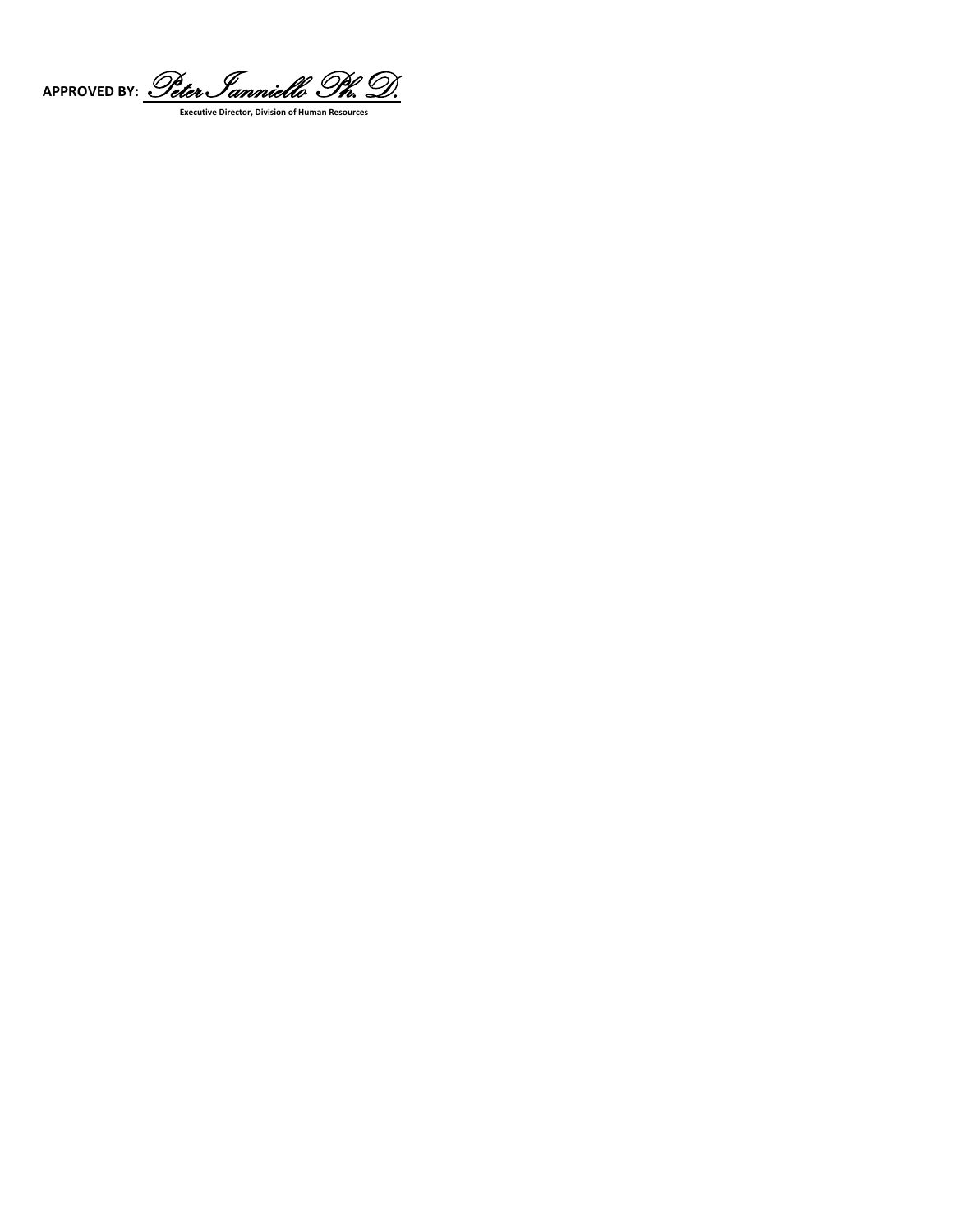**APPROVED BY:** Peter Ianniello Ph. D.

Executive Director, Division of Human Resources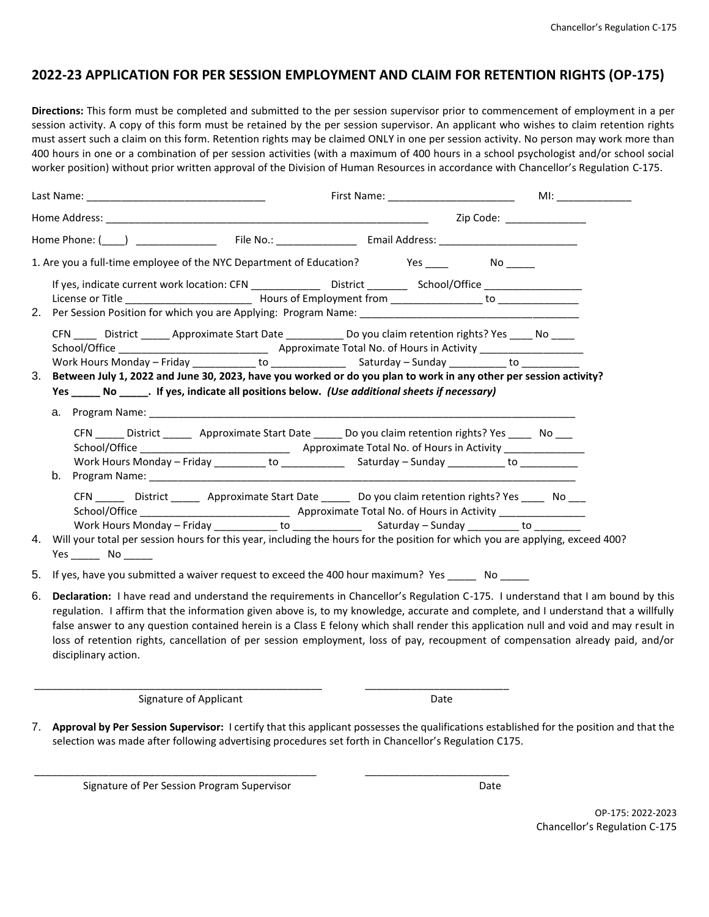# 2022-23 APPLICATION FOR PER SESSION EMPLOYMENT AND CLAIM FOR RETENTION RIGHTS (OP-175)

**Directions:** This form must be completed and submitted to the per session supervisor prior to commencement of employment in a per session activity. A copy of this form must be retained by the per session supervisor. An applicant who wishes to claim retention rights must assert such a claim on this form. Retention rights may be claimed ONLY in one per session activity. No person may work more than 400 hours in one or a combination of per session activities (with a maximum of 400 hours in a school psychologist and/or school social worker position) without prior written approval of the Division of Human Resources in accordance with Chancellor's Regulation C-175.

Last Name: ______________________________ First Name: ______________________ MI: _____________

Home Address: __________________________________________________________ Zip Code: ______________

Home Phone: (____) ______________ File No.: ______________ Email Address: ________________________

1. Are you a full-time employee of the NYC Department of Education? Yes ____ No _____

   If yes, indicate current work location: CFN ____________ District _______ School/Office _________________
   License or Title ______________________ Hours of Employment from ________________ to ______________

2. Per Session Position for which you are Applying: Program Name: ________________________________________

   CFN ____ District _____ Approximate Start Date __________ Do you claim retention rights? Yes ____ No ____
   School/Office ___________________________ Approximate Total No. of Hours in Activity __________________
   Work Hours Monday – Friday ___________ to _____________ Saturday – Sunday __________ to __________

3. **Between July 1, 2022 and June 30, 2023, have you worked or do you plan to work in any other per session activity? Yes _____ No _____. If yes, indicate all positions below.** ***(Use additional sheets if necessary)***

   a. Program Name: ____________________________________________________________________________

      CFN _____ District _____ Approximate Start Date _____ Do you claim retention rights? Yes ____ No ___
      School/Office ___________________________ Approximate Total No. of Hours in Activity ______________
      Work Hours Monday – Friday _________ to ___________ Saturday – Sunday __________ to __________

   b. Program Name: ____________________________________________________________________________

      CFN _____ District _____ Approximate Start Date _____ Do you claim retention rights? Yes ____ No ___
      School/Office ___________________________ Approximate Total No. of Hours in Activity _______________
      Work Hours Monday – Friday ___________ to ____________ Saturday – Sunday _________ to ________

4. Will your total per session hours for this year, including the hours for the position for which you are applying, exceed 400? Yes _____ No _____

5. If yes, have you submitted a waiver request to exceed the 400 hour maximum? Yes _____ No _____

6. **Declaration:** I have read and understand the requirements in Chancellor's Regulation C-175. I understand that I am bound by this regulation. I affirm that the information given above is, to my knowledge, accurate and complete, and I understand that a willfully false answer to any question contained herein is a Class E felony which shall render this application null and void and may result in loss of retention rights, cancellation of per session employment, loss of pay, recoupment of compensation already paid, and/or disciplinary action.

____________________________________________________ _________________________
Signature of Applicant Date

7. **Approval by Per Session Supervisor:** I certify that this applicant possesses the qualifications established for the position and that the selection was made after following advertising procedures set forth in Chancellor's Regulation C175.

___________________________________________________ _________________________
Signature of Per Session Program Supervisor Date

OP-175: 2022-2023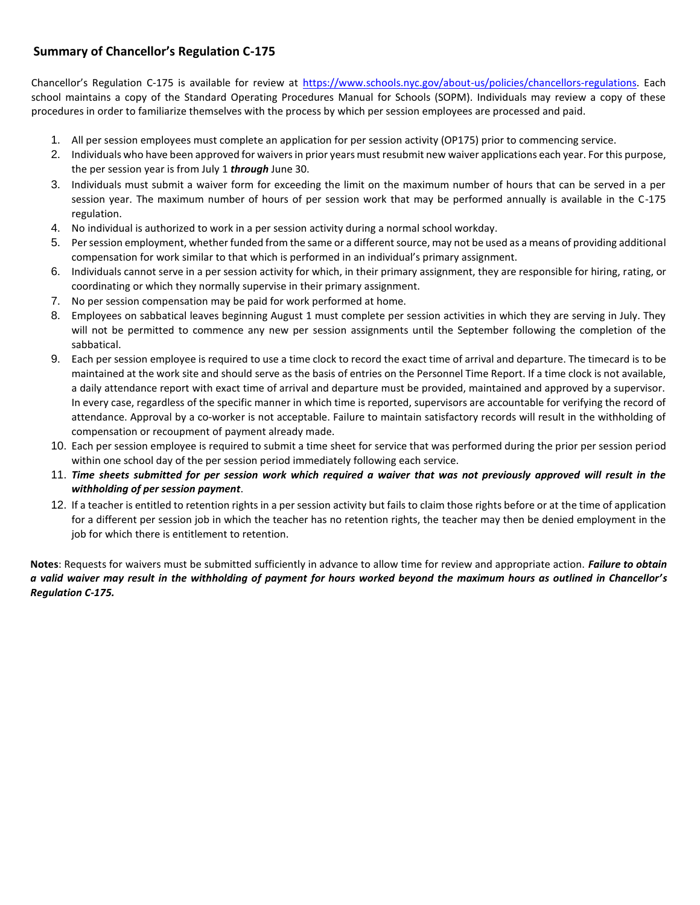## Summary of Chancellor's Regulation C-175

Chancellor's Regulation C-175 is available for review at [https://www.schools.nyc.gov/about-us/policies/chancellors-regulations](https://www.schools.nyc.gov/about-us/policies/chancellors-regulations). Each school maintains a copy of the Standard Operating Procedures Manual for Schools (SOPM). Individuals may review a copy of these procedures in order to familiarize themselves with the process by which per session employees are processed and paid.

1. All per session employees must complete an application for per session activity (OP175) prior to commencing service.
2. Individuals who have been approved for waivers in prior years must resubmit new waiver applications each year. For this purpose, the per session year is from July 1 ***through*** June 30.
3. Individuals must submit a waiver form for exceeding the limit on the maximum number of hours that can be served in a per session year. The maximum number of hours of per session work that may be performed annually is available in the C-175 regulation.
4. No individual is authorized to work in a per session activity during a normal school workday.
5. Per session employment, whether funded from the same or a different source, may not be used as a means of providing additional compensation for work similar to that which is performed in an individual's primary assignment.
6. Individuals cannot serve in a per session activity for which, in their primary assignment, they are responsible for hiring, rating, or coordinating or which they normally supervise in their primary assignment.
7. No per session compensation may be paid for work performed at home.
8. Employees on sabbatical leaves beginning August 1 must complete per session activities in which they are serving in July. They will not be permitted to commence any new per session assignments until the September following the completion of the sabbatical.
9. Each per session employee is required to use a time clock to record the exact time of arrival and departure. The timecard is to be maintained at the work site and should serve as the basis of entries on the Personnel Time Report. If a time clock is not available, a daily attendance report with exact time of arrival and departure must be provided, maintained and approved by a supervisor. In every case, regardless of the specific manner in which time is reported, supervisors are accountable for verifying the record of attendance. Approval by a co-worker is not acceptable. Failure to maintain satisfactory records will result in the withholding of compensation or recoupment of payment already made.
10. Each per session employee is required to submit a time sheet for service that was performed during the prior per session period within one school day of the per session period immediately following each service.
11. ***Time sheets submitted for per session work which required a waiver that was not previously approved will result in the withholding of per session payment***.
12. If a teacher is entitled to retention rights in a per session activity but fails to claim those rights before or at the time of application for a different per session job in which the teacher has no retention rights, the teacher may then be denied employment in the job for which there is entitlement to retention.

**Notes**: Requests for waivers must be submitted sufficiently in advance to allow time for review and appropriate action. ***Failure to obtain a valid waiver may result in the withholding of payment for hours worked beyond the maximum hours as outlined in Chancellor's Regulation C-175.***